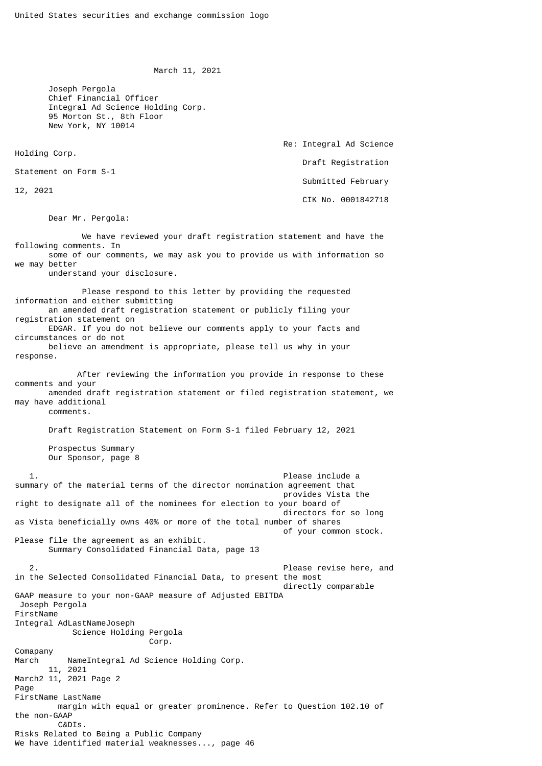United States securities and exchange commission logo

March 11, 2021

Joseph Pergola
Chief Financial Officer
Integral Ad Science Holding Corp.
95 Morton St., 8th Floor
New York, NY 10014

Re: Integral Ad Science Holding Corp.
Draft Registration Statement on Form S-1
Submitted February 12, 2021
CIK No. 0001842718

Dear Mr. Pergola:

We have reviewed your draft registration statement and have the following comments. In some of our comments, we may ask you to provide us with information so we may better understand your disclosure.

Please respond to this letter by providing the requested information and either submitting an amended draft registration statement or publicly filing your registration statement on EDGAR. If you do not believe our comments apply to your facts and circumstances or do not believe an amendment is appropriate, please tell us why in your response.

After reviewing the information you provide in response to these comments and your amended draft registration statement or filed registration statement, we may have additional comments.

Draft Registration Statement on Form S-1 filed February 12, 2021

Prospectus Summary
Our Sponsor, page 8

1. Please include a summary of the material terms of the director nomination agreement that provides Vista the right to designate all of the nominees for election to your board of directors for so long as Vista beneficially owns 40% or more of the total number of shares of your common stock. Please file the agreement as an exhibit.

Summary Consolidated Financial Data, page 13

2. Please revise here, and in the Selected Consolidated Financial Data, to present the most directly comparable GAAP measure to your non-GAAP measure of Adjusted EBITDA margin with equal or greater prominence. Refer to Question 102.10 of the non-GAAP C&DIs.

Risks Related to Being a Public Company
We have identified material weaknesses..., page 46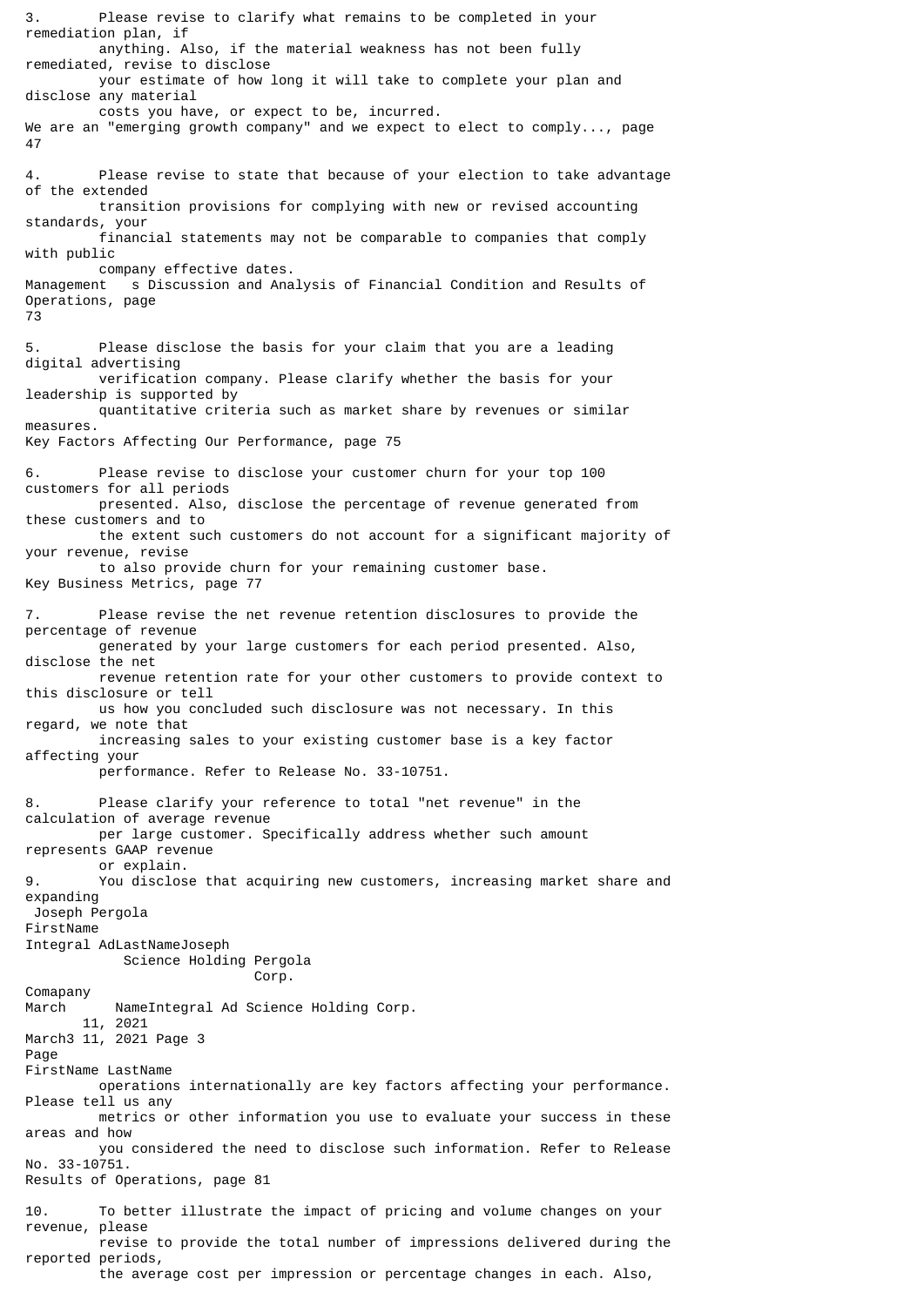3. Please revise to clarify what remains to be completed in your remediation plan, if anything. Also, if the material weakness has not been fully remediated, revise to disclose your estimate of how long it will take to complete your plan and disclose any material costs you have, or expect to be, incurred.

We are an "emerging growth company" and we expect to elect to comply..., page 47

4. Please revise to state that because of your election to take advantage of the extended transition provisions for complying with new or revised accounting standards, your financial statements may not be comparable to companies that comply with public company effective dates.

Management s Discussion and Analysis of Financial Condition and Results of Operations, page 73

5. Please disclose the basis for your claim that you are a leading digital advertising verification company. Please clarify whether the basis for your leadership is supported by quantitative criteria such as market share by revenues or similar measures.

Key Factors Affecting Our Performance, page 75

6. Please revise to disclose your customer churn for your top 100 customers for all periods presented. Also, disclose the percentage of revenue generated from these customers and to the extent such customers do not account for a significant majority of your revenue, revise to also provide churn for your remaining customer base.

Key Business Metrics, page 77

7. Please revise the net revenue retention disclosures to provide the percentage of revenue generated by your large customers for each period presented. Also, disclose the net revenue retention rate for your other customers to provide context to this disclosure or tell us how you concluded such disclosure was not necessary. In this regard, we note that increasing sales to your existing customer base is a key factor affecting your performance. Refer to Release No. 33-10751.

8. Please clarify your reference to total "net revenue" in the calculation of average revenue per large customer. Specifically address whether such amount represents GAAP revenue or explain.

9. You disclose that acquiring new customers, increasing market share and expanding operations internationally are key factors affecting your performance. Please tell us any metrics or other information you use to evaluate your success in these areas and how you considered the need to disclose such information. Refer to Release No. 33-10751.

Results of Operations, page 81

10. To better illustrate the impact of pricing and volume changes on your revenue, please revise to provide the total number of impressions delivered during the reported periods, the average cost per impression or percentage changes in each. Also,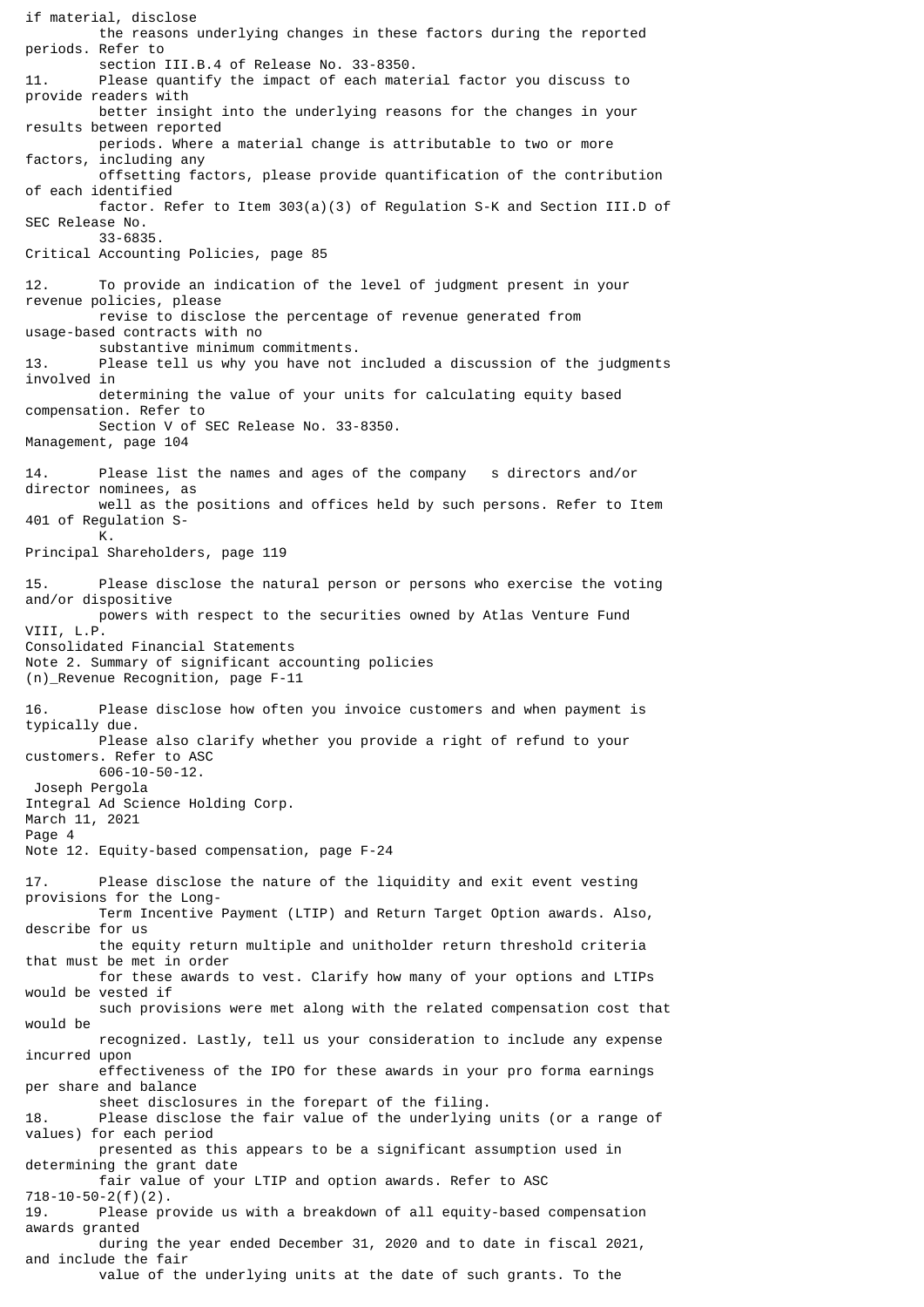if material, disclose the reasons underlying changes in these factors during the reported periods. Refer to section III.B.4 of Release No. 33-8350.

11. Please quantify the impact of each material factor you discuss to provide readers with better insight into the underlying reasons for the changes in your results between reported periods. Where a material change is attributable to two or more factors, including any offsetting factors, please provide quantification of the contribution of each identified factor. Refer to Item 303(a)(3) of Regulation S-K and Section III.D of SEC Release No. 33-6835.

Critical Accounting Policies, page 85

12. To provide an indication of the level of judgment present in your revenue policies, please revise to disclose the percentage of revenue generated from usage-based contracts with no substantive minimum commitments.

13. Please tell us why you have not included a discussion of the judgments involved in determining the value of your units for calculating equity based compensation. Refer to Section V of SEC Release No. 33-8350.

Management, page 104

14. Please list the names and ages of the company s directors and/or director nominees, as well as the positions and offices held by such persons. Refer to Item 401 of Regulation S-K.

Principal Shareholders, page 119

15. Please disclose the natural person or persons who exercise the voting and/or dispositive powers with respect to the securities owned by Atlas Venture Fund VIII, L.P.

Consolidated Financial Statements
Note 2. Summary of significant accounting policies
(n)_Revenue Recognition, page F-11

16. Please disclose how often you invoice customers and when payment is typically due. Please also clarify whether you provide a right of refund to your customers. Refer to ASC 606-10-50-12.

Joseph Pergola
Integral Ad Science Holding Corp.
March 11, 2021
Page 4

Note 12. Equity-based compensation, page F-24

17. Please disclose the nature of the liquidity and exit event vesting provisions for the Long-Term Incentive Payment (LTIP) and Return Target Option awards. Also, describe for us the equity return multiple and unitholder return threshold criteria that must be met in order for these awards to vest. Clarify how many of your options and LTIPs would be vested if such provisions were met along with the related compensation cost that would be recognized. Lastly, tell us your consideration to include any expense incurred upon effectiveness of the IPO for these awards in your pro forma earnings per share and balance sheet disclosures in the forepart of the filing.

18. Please disclose the fair value of the underlying units (or a range of values) for each period presented as this appears to be a significant assumption used in determining the grant date fair value of your LTIP and option awards. Refer to ASC 718-10-50-2(f)(2).

19. Please provide us with a breakdown of all equity-based compensation awards granted during the year ended December 31, 2020 and to date in fiscal 2021, and include the fair value of the underlying units at the date of such grants. To the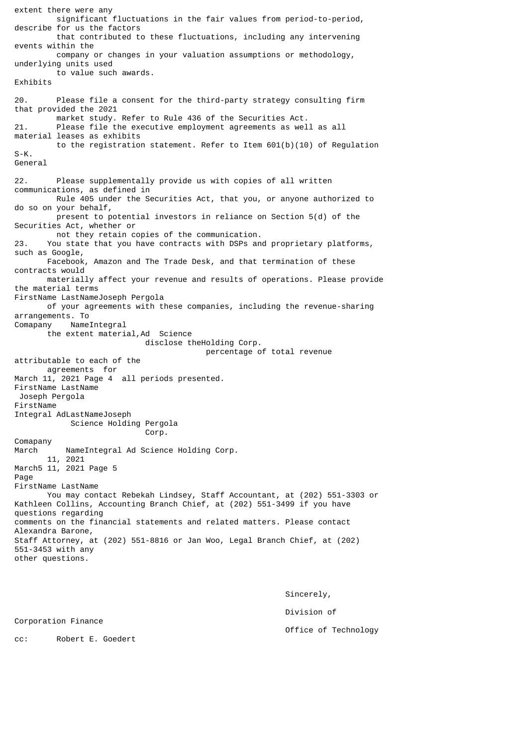extent there were any significant fluctuations in the fair values from period-to-period, describe for us the factors that contributed to these fluctuations, including any intervening events within the company or changes in your valuation assumptions or methodology, underlying units used to value such awards.

Exhibits

20. Please file a consent for the third-party strategy consulting firm that provided the 2021 market study. Refer to Rule 436 of the Securities Act.

21. Please file the executive employment agreements as well as all material leases as exhibits to the registration statement. Refer to Item 601(b)(10) of Regulation S-K.

General

22. Please supplementally provide us with copies of all written communications, as defined in Rule 405 under the Securities Act, that you, or anyone authorized to do so on your behalf, present to potential investors in reliance on Section 5(d) of the Securities Act, whether or not they retain copies of the communication.

23. You state that you have contracts with DSPs and proprietary platforms, such as Google, Facebook, Amazon and The Trade Desk, and that termination of these contracts would materially affect your revenue and results of operations. Please provide the material terms of your agreements with these companies, including the revenue-sharing arrangements. To the extent material, disclose the percentage of total revenue attributable to each of the agreements for all periods presented.

You may contact Rebekah Lindsey, Staff Accountant, at (202) 551-3303 or Kathleen Collins, Accounting Branch Chief, at (202) 551-3499 if you have questions regarding comments on the financial statements and related matters. Please contact Alexandra Barone, Staff Attorney, at (202) 551-8816 or Jan Woo, Legal Branch Chief, at (202) 551-3453 with any other questions.

Sincerely,

Division of Corporation Finance
Office of Technology

cc: Robert E. Goedert